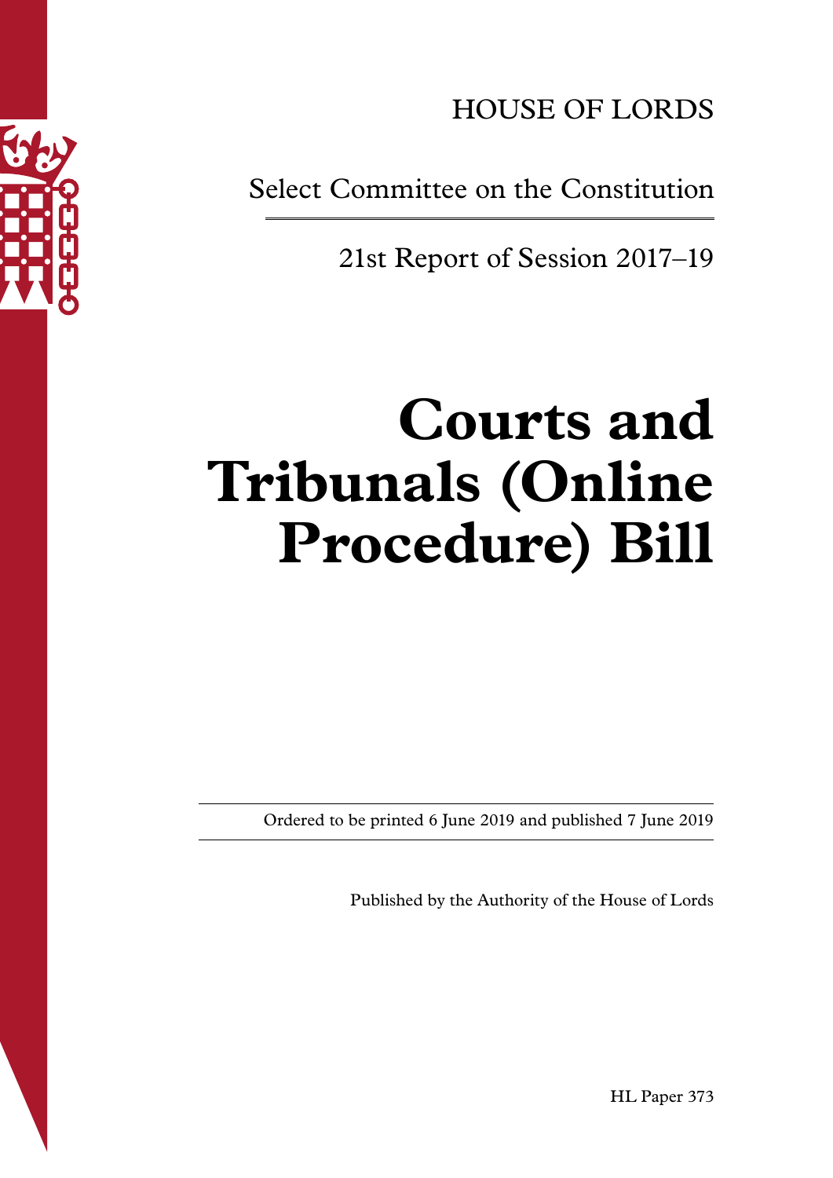HOUSE OF LORDS

Select Committee on the Constitution

21st Report of Session 2017–19

# Courts and Tribunals (Online Procedure) Bill

Ordered to be printed 6 June 2019 and published 7 June 2019

Published by the Authority of the House of Lords

HL Paper 373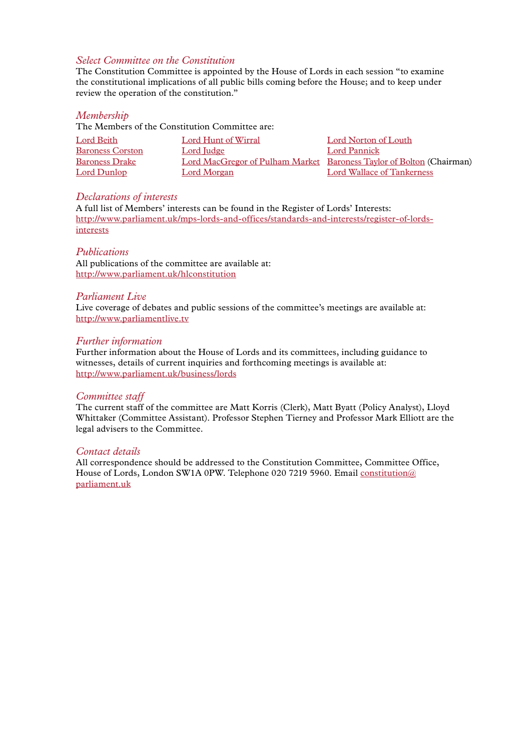### *Select Committee on the Constitution*

The Constitution Committee is appointed by the House of Lords in each session "to examine the constitutional implications of all public bills coming before the House; and to keep under review the operation of the constitution."

### *Membership*

The Members of the Constitution Committee are:

| | | |
|---|---|---|
| Lord Beith | Lord Hunt of Wirral | Lord Norton of Louth |
| Baroness Corston | Lord Judge | Lord Pannick |
| Baroness Drake | Lord MacGregor of Pulham Market | Baroness Taylor of Bolton (Chairman) |
| Lord Dunlop | Lord Morgan | Lord Wallace of Tankerness |

### *Declarations of interests*

A full list of Members' interests can be found in the Register of Lords' Interests:
http://www.parliament.uk/mps-lords-and-offices/standards-and-interests/register-of-lords-interests

### *Publications*

All publications of the committee are available at:
http://www.parliament.uk/hlconstitution

### *Parliament Live*

Live coverage of debates and public sessions of the committee's meetings are available at:
http://www.parliamentlive.tv

### *Further information*

Further information about the House of Lords and its committees, including guidance to witnesses, details of current inquiries and forthcoming meetings is available at:
http://www.parliament.uk/business/lords

### *Committee staff*

The current staff of the committee are Matt Korris (Clerk), Matt Byatt (Policy Analyst), Lloyd Whittaker (Committee Assistant). Professor Stephen Tierney and Professor Mark Elliott are the legal advisers to the Committee.

### *Contact details*

All correspondence should be addressed to the Constitution Committee, Committee Office, House of Lords, London SW1A 0PW. Telephone 020 7219 5960. Email constitution@parliament.uk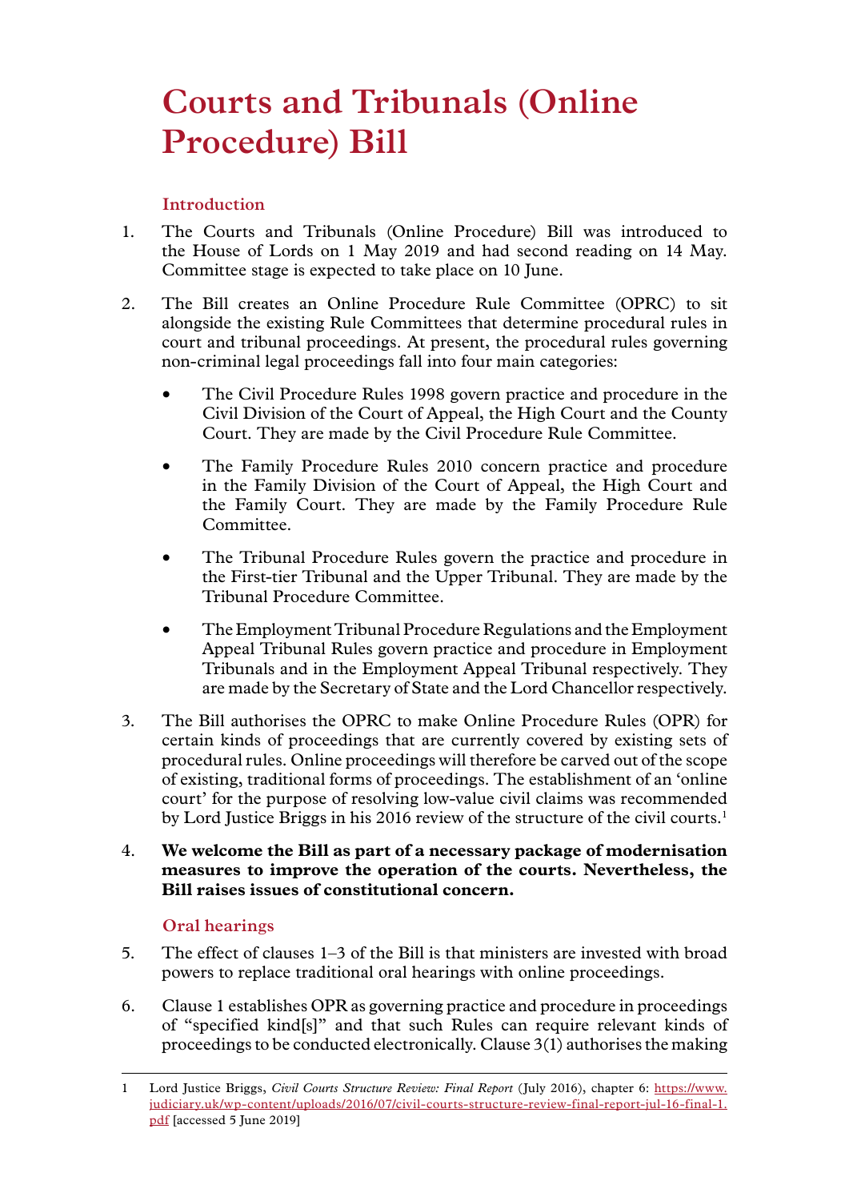# Courts and Tribunals (Online Procedure) Bill

## Introduction

1. The Courts and Tribunals (Online Procedure) Bill was introduced to the House of Lords on 1 May 2019 and had second reading on 14 May. Committee stage is expected to take place on 10 June.

2. The Bill creates an Online Procedure Rule Committee (OPRC) to sit alongside the existing Rule Committees that determine procedural rules in court and tribunal proceedings. At present, the procedural rules governing non-criminal legal proceedings fall into four main categories:

    - The Civil Procedure Rules 1998 govern practice and procedure in the Civil Division of the Court of Appeal, the High Court and the County Court. They are made by the Civil Procedure Rule Committee.
    - The Family Procedure Rules 2010 concern practice and procedure in the Family Division of the Court of Appeal, the High Court and the Family Court. They are made by the Family Procedure Rule Committee.
    - The Tribunal Procedure Rules govern the practice and procedure in the First-tier Tribunal and the Upper Tribunal. They are made by the Tribunal Procedure Committee.
    - The Employment Tribunal Procedure Regulations and the Employment Appeal Tribunal Rules govern practice and procedure in Employment Tribunals and in the Employment Appeal Tribunal respectively. They are made by the Secretary of State and the Lord Chancellor respectively.

3. The Bill authorises the OPRC to make Online Procedure Rules (OPR) for certain kinds of proceedings that are currently covered by existing sets of procedural rules. Online proceedings will therefore be carved out of the scope of existing, traditional forms of proceedings. The establishment of an 'online court' for the purpose of resolving low-value civil claims was recommended by Lord Justice Briggs in his 2016 review of the structure of the civil courts.[1]

4. **We welcome the Bill as part of a necessary package of modernisation measures to improve the operation of the courts. Nevertheless, the Bill raises issues of constitutional concern.**

## Oral hearings

5. The effect of clauses 1–3 of the Bill is that ministers are invested with broad powers to replace traditional oral hearings with online proceedings.

6. Clause 1 establishes OPR as governing practice and procedure in proceedings of "specified kind[s]" and that such Rules can require relevant kinds of proceedings to be conducted electronically. Clause 3(1) authorises the making

---

1 Lord Justice Briggs, *Civil Courts Structure Review: Final Report* (July 2016), chapter 6: https://www.judiciary.uk/wp-content/uploads/2016/07/civil-courts-structure-review-final-report-jul-16-final-1.pdf [accessed 5 June 2019]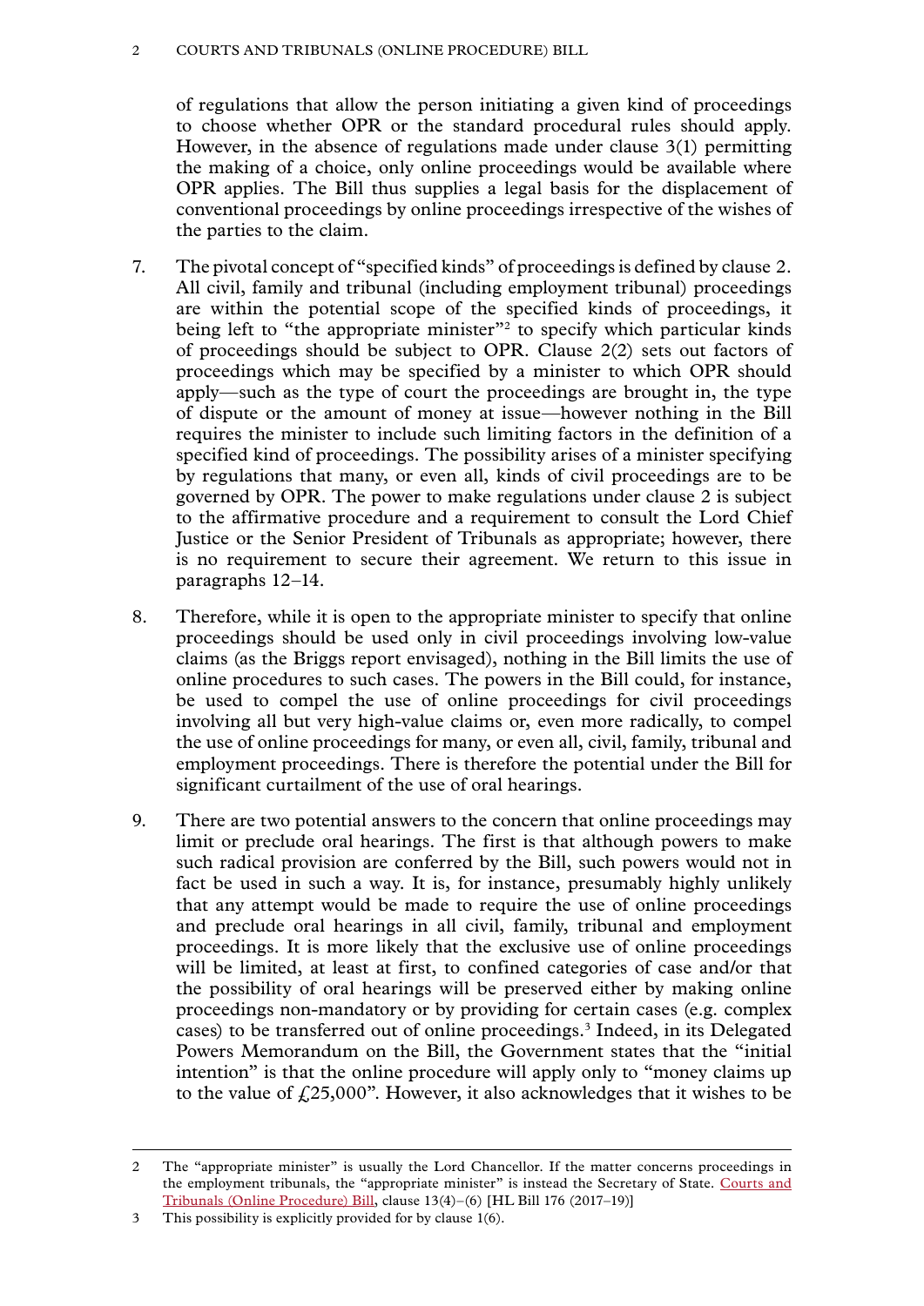of regulations that allow the person initiating a given kind of proceedings to choose whether OPR or the standard procedural rules should apply. However, in the absence of regulations made under clause 3(1) permitting the making of a choice, only online proceedings would be available where OPR applies. The Bill thus supplies a legal basis for the displacement of conventional proceedings by online proceedings irrespective of the wishes of the parties to the claim.

7. The pivotal concept of "specified kinds" of proceedings is defined by clause 2. All civil, family and tribunal (including employment tribunal) proceedings are within the potential scope of the specified kinds of proceedings, it being left to "the appropriate minister"[2] to specify which particular kinds of proceedings should be subject to OPR. Clause 2(2) sets out factors of proceedings which may be specified by a minister to which OPR should apply—such as the type of court the proceedings are brought in, the type of dispute or the amount of money at issue—however nothing in the Bill requires the minister to include such limiting factors in the definition of a specified kind of proceedings. The possibility arises of a minister specifying by regulations that many, or even all, kinds of civil proceedings are to be governed by OPR. The power to make regulations under clause 2 is subject to the affirmative procedure and a requirement to consult the Lord Chief Justice or the Senior President of Tribunals as appropriate; however, there is no requirement to secure their agreement. We return to this issue in paragraphs 12–14.

8. Therefore, while it is open to the appropriate minister to specify that online proceedings should be used only in civil proceedings involving low-value claims (as the Briggs report envisaged), nothing in the Bill limits the use of online procedures to such cases. The powers in the Bill could, for instance, be used to compel the use of online proceedings for civil proceedings involving all but very high-value claims or, even more radically, to compel the use of online proceedings for many, or even all, civil, family, tribunal and employment proceedings. There is therefore the potential under the Bill for significant curtailment of the use of oral hearings.

9. There are two potential answers to the concern that online proceedings may limit or preclude oral hearings. The first is that although powers to make such radical provision are conferred by the Bill, such powers would not in fact be used in such a way. It is, for instance, presumably highly unlikely that any attempt would be made to require the use of online proceedings and preclude oral hearings in all civil, family, tribunal and employment proceedings. It is more likely that the exclusive use of online proceedings will be limited, at least at first, to confined categories of case and/or that the possibility of oral hearings will be preserved either by making online proceedings non-mandatory or by providing for certain cases (e.g. complex cases) to be transferred out of online proceedings.[3] Indeed, in its Delegated Powers Memorandum on the Bill, the Government states that the "initial intention" is that the online procedure will apply only to "money claims up to the value of £25,000". However, it also acknowledges that it wishes to be

---

2 The "appropriate minister" is usually the Lord Chancellor. If the matter concerns proceedings in the employment tribunals, the "appropriate minister" is instead the Secretary of State. Courts and Tribunals (Online Procedure) Bill, clause 13(4)–(6) [HL Bill 176 (2017–19)]

3 This possibility is explicitly provided for by clause 1(6).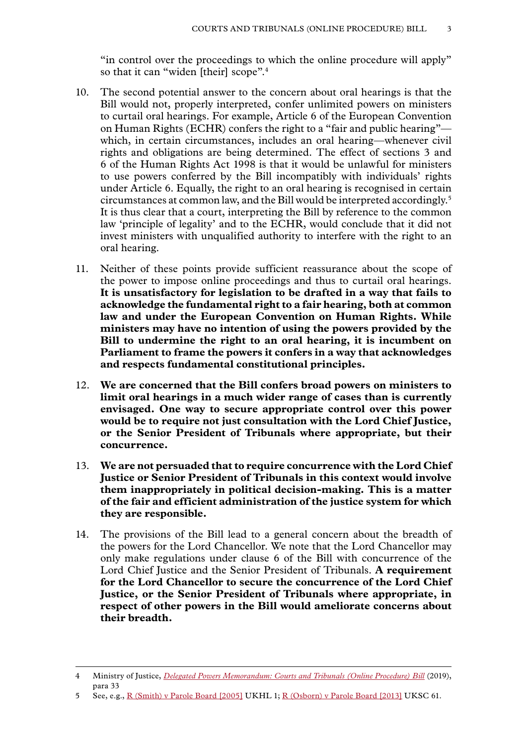"in control over the proceedings to which the online procedure will apply" so that it can "widen [their] scope".[4]

10. The second potential answer to the concern about oral hearings is that the Bill would not, properly interpreted, confer unlimited powers on ministers to curtail oral hearings. For example, Article 6 of the European Convention on Human Rights (ECHR) confers the right to a "fair and public hearing"—which, in certain circumstances, includes an oral hearing—whenever civil rights and obligations are being determined. The effect of sections 3 and 6 of the Human Rights Act 1998 is that it would be unlawful for ministers to use powers conferred by the Bill incompatibly with individuals' rights under Article 6. Equally, the right to an oral hearing is recognised in certain circumstances at common law, and the Bill would be interpreted accordingly.[5] It is thus clear that a court, interpreting the Bill by reference to the common law 'principle of legality' and to the ECHR, would conclude that it did not invest ministers with unqualified authority to interfere with the right to an oral hearing.

11. Neither of these points provide sufficient reassurance about the scope of the power to impose online proceedings and thus to curtail oral hearings. **It is unsatisfactory for legislation to be drafted in a way that fails to acknowledge the fundamental right to a fair hearing, both at common law and under the European Convention on Human Rights. While ministers may have no intention of using the powers provided by the Bill to undermine the right to an oral hearing, it is incumbent on Parliament to frame the powers it confers in a way that acknowledges and respects fundamental constitutional principles.**

12. **We are concerned that the Bill confers broad powers on ministers to limit oral hearings in a much wider range of cases than is currently envisaged. One way to secure appropriate control over this power would be to require not just consultation with the Lord Chief Justice, or the Senior President of Tribunals where appropriate, but their concurrence.**

13. **We are not persuaded that to require concurrence with the Lord Chief Justice or Senior President of Tribunals in this context would involve them inappropriately in political decision-making. This is a matter of the fair and efficient administration of the justice system for which they are responsible.**

14. The provisions of the Bill lead to a general concern about the breadth of the powers for the Lord Chancellor. We note that the Lord Chancellor may only make regulations under clause 6 of the Bill with concurrence of the Lord Chief Justice and the Senior President of Tribunals. **A requirement for the Lord Chancellor to secure the concurrence of the Lord Chief Justice, or the Senior President of Tribunals where appropriate, in respect of other powers in the Bill would ameliorate concerns about their breadth.**

---

4 Ministry of Justice, *Delegated Powers Memorandum: Courts and Tribunals (Online Procedure) Bill* (2019), para 33

5 See, e.g., R (Smith) v Parole Board [2005] UKHL 1; R (Osborn) v Parole Board [2013] UKSC 61.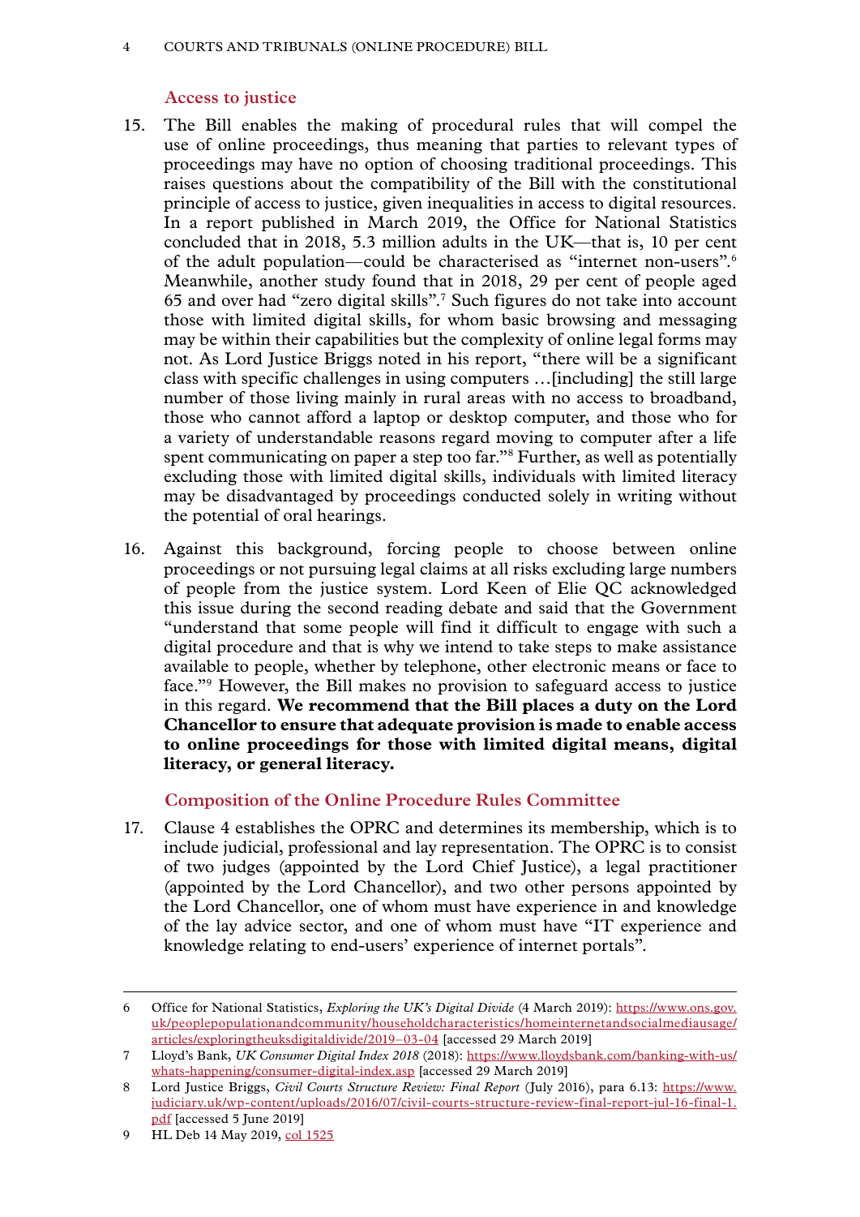## Access to justice

15. The Bill enables the making of procedural rules that will compel the use of online proceedings, thus meaning that parties to relevant types of proceedings may have no option of choosing traditional proceedings. This raises questions about the compatibility of the Bill with the constitutional principle of access to justice, given inequalities in access to digital resources. In a report published in March 2019, the Office for National Statistics concluded that in 2018, 5.3 million adults in the UK—that is, 10 per cent of the adult population—could be characterised as "internet non-users".[6] Meanwhile, another study found that in 2018, 29 per cent of people aged 65 and over had "zero digital skills".[7] Such figures do not take into account those with limited digital skills, for whom basic browsing and messaging may be within their capabilities but the complexity of online legal forms may not. As Lord Justice Briggs noted in his report, "there will be a significant class with specific challenges in using computers …[including] the still large number of those living mainly in rural areas with no access to broadband, those who cannot afford a laptop or desktop computer, and those who for a variety of understandable reasons regard moving to computer after a life spent communicating on paper a step too far."[8] Further, as well as potentially excluding those with limited digital skills, individuals with limited literacy may be disadvantaged by proceedings conducted solely in writing without the potential of oral hearings.

16. Against this background, forcing people to choose between online proceedings or not pursuing legal claims at all risks excluding large numbers of people from the justice system. Lord Keen of Elie QC acknowledged this issue during the second reading debate and said that the Government "understand that some people will find it difficult to engage with such a digital procedure and that is why we intend to take steps to make assistance available to people, whether by telephone, other electronic means or face to face."[9] However, the Bill makes no provision to safeguard access to justice in this regard. **We recommend that the Bill places a duty on the Lord Chancellor to ensure that adequate provision is made to enable access to online proceedings for those with limited digital means, digital literacy, or general literacy.**

## Composition of the Online Procedure Rules Committee

17. Clause 4 establishes the OPRC and determines its membership, which is to include judicial, professional and lay representation. The OPRC is to consist of two judges (appointed by the Lord Chief Justice), a legal practitioner (appointed by the Lord Chancellor), and two other persons appointed by the Lord Chancellor, one of whom must have experience in and knowledge of the lay advice sector, and one of whom must have "IT experience and knowledge relating to end-users' experience of internet portals".

---

6 Office for National Statistics, *Exploring the UK's Digital Divide* (4 March 2019): https://www.ons.gov.uk/peoplepopulationandcommunity/householdcharacteristics/homeinternetandsocialmediausage/articles/exploringtheuksdigitaldivide/2019–03-04 [accessed 29 March 2019]

7 Lloyd's Bank, *UK Consumer Digital Index 2018* (2018): https://www.lloydsbank.com/banking-with-us/whats-happening/consumer-digital-index.asp [accessed 29 March 2019]

8 Lord Justice Briggs, *Civil Courts Structure Review: Final Report* (July 2016), para 6.13: https://www.judiciary.uk/wp-content/uploads/2016/07/civil-courts-structure-review-final-report-jul-16-final-1.pdf [accessed 5 June 2019]

9 HL Deb 14 May 2019, col 1525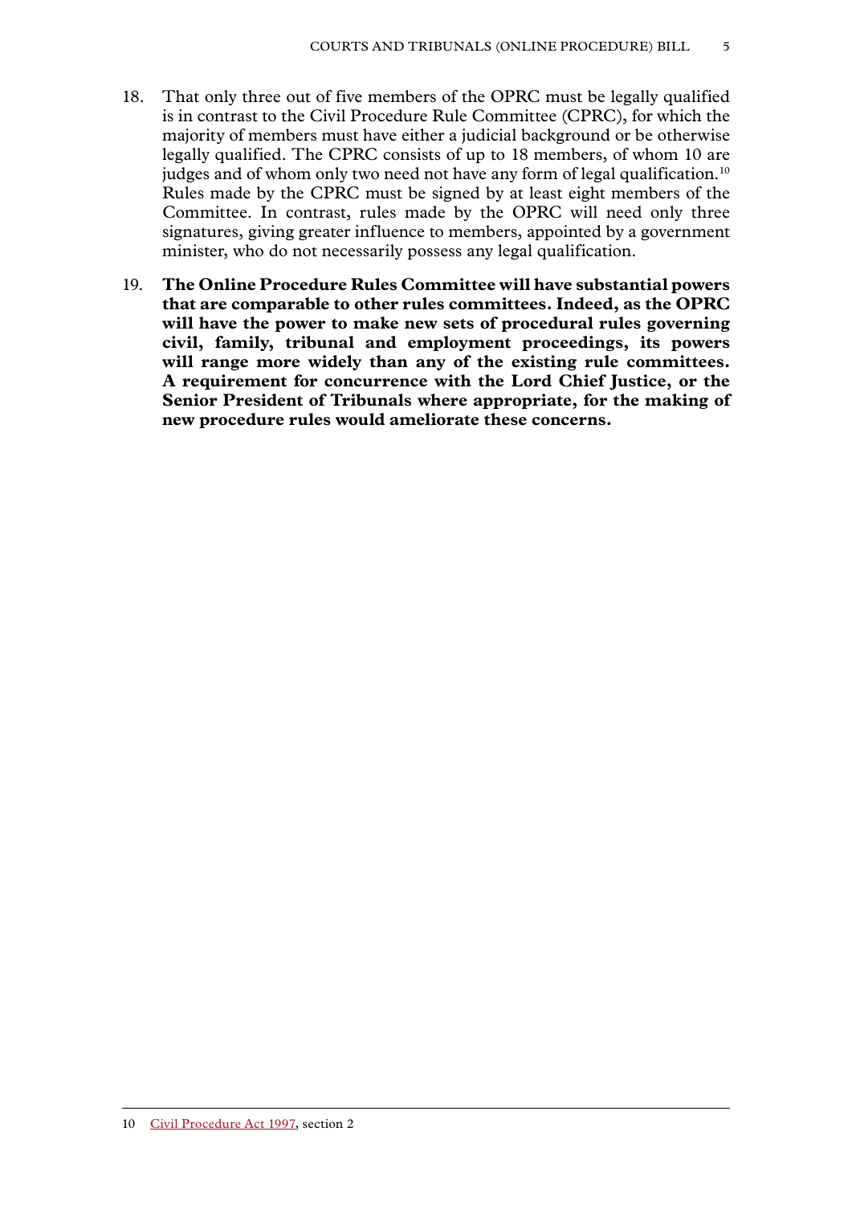18. That only three out of five members of the OPRC must be legally qualified is in contrast to the Civil Procedure Rule Committee (CPRC), for which the majority of members must have either a judicial background or be otherwise legally qualified. The CPRC consists of up to 18 members, of whom 10 are judges and of whom only two need not have any form of legal qualification.[10] Rules made by the CPRC must be signed by at least eight members of the Committee. In contrast, rules made by the OPRC will need only three signatures, giving greater influence to members, appointed by a government minister, who do not necessarily possess any legal qualification.

19. **The Online Procedure Rules Committee will have substantial powers that are comparable to other rules committees. Indeed, as the OPRC will have the power to make new sets of procedural rules governing civil, family, tribunal and employment proceedings, its powers will range more widely than any of the existing rule committees. A requirement for concurrence with the Lord Chief Justice, or the Senior President of Tribunals where appropriate, for the making of new procedure rules would ameliorate these concerns.**

---

10 Civil Procedure Act 1997, section 2